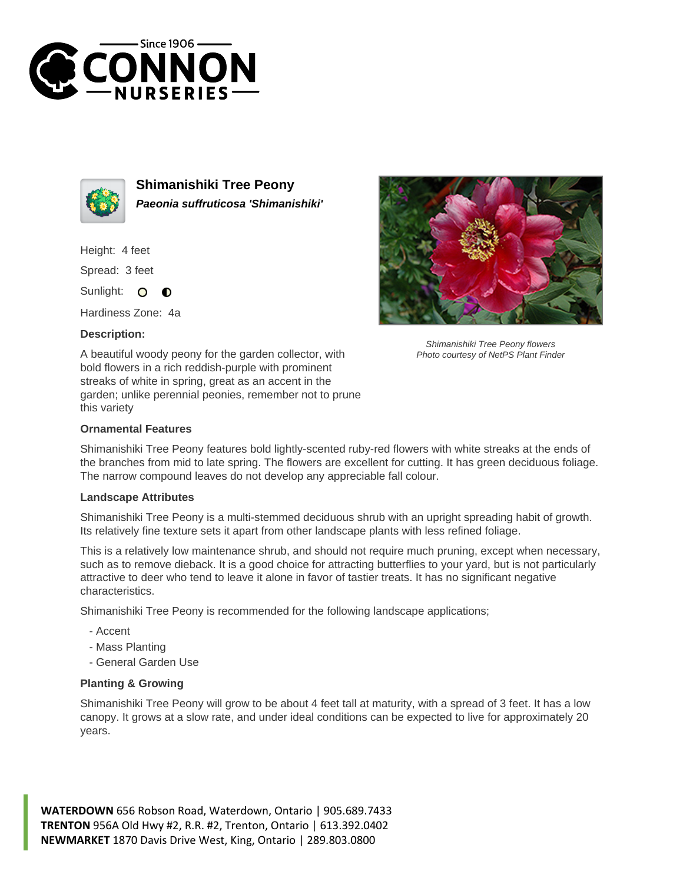Since 1906

# CONNON NURSERIES

## Shimanishiki Tree Peony

***Paeonia suffruticosa 'Shimanishiki'***

Height: 4 feet

Spread: 3 feet

Sunlight:

Hardiness Zone: 4a

**Description:**

A beautiful woody peony for the garden collector, with bold flowers in a rich reddish-purple with prominent streaks of white in spring, great as an accent in the garden; unlike perennial peonies, remember not to prune this variety

*Shimanishiki Tree Peony flowers*
*Photo courtesy of NetPS Plant Finder*

### Ornamental Features

Shimanishiki Tree Peony features bold lightly-scented ruby-red flowers with white streaks at the ends of the branches from mid to late spring. The flowers are excellent for cutting. It has green deciduous foliage. The narrow compound leaves do not develop any appreciable fall colour.

### Landscape Attributes

Shimanishiki Tree Peony is a multi-stemmed deciduous shrub with an upright spreading habit of growth. Its relatively fine texture sets it apart from other landscape plants with less refined foliage.

This is a relatively low maintenance shrub, and should not require much pruning, except when necessary, such as to remove dieback. It is a good choice for attracting butterflies to your yard, but is not particularly attractive to deer who tend to leave it alone in favor of tastier treats. It has no significant negative characteristics.

Shimanishiki Tree Peony is recommended for the following landscape applications;

- Accent
- Mass Planting
- General Garden Use

### Planting & Growing

Shimanishiki Tree Peony will grow to be about 4 feet tall at maturity, with a spread of 3 feet. It has a low canopy. It grows at a slow rate, and under ideal conditions can be expected to live for approximately 20 years.

**WATERDOWN** 656 Robson Road, Waterdown, Ontario | 905.689.7433
**TRENTON** 956A Old Hwy #2, R.R. #2, Trenton, Ontario | 613.392.0402
**NEWMARKET** 1870 Davis Drive West, King, Ontario | 289.803.0800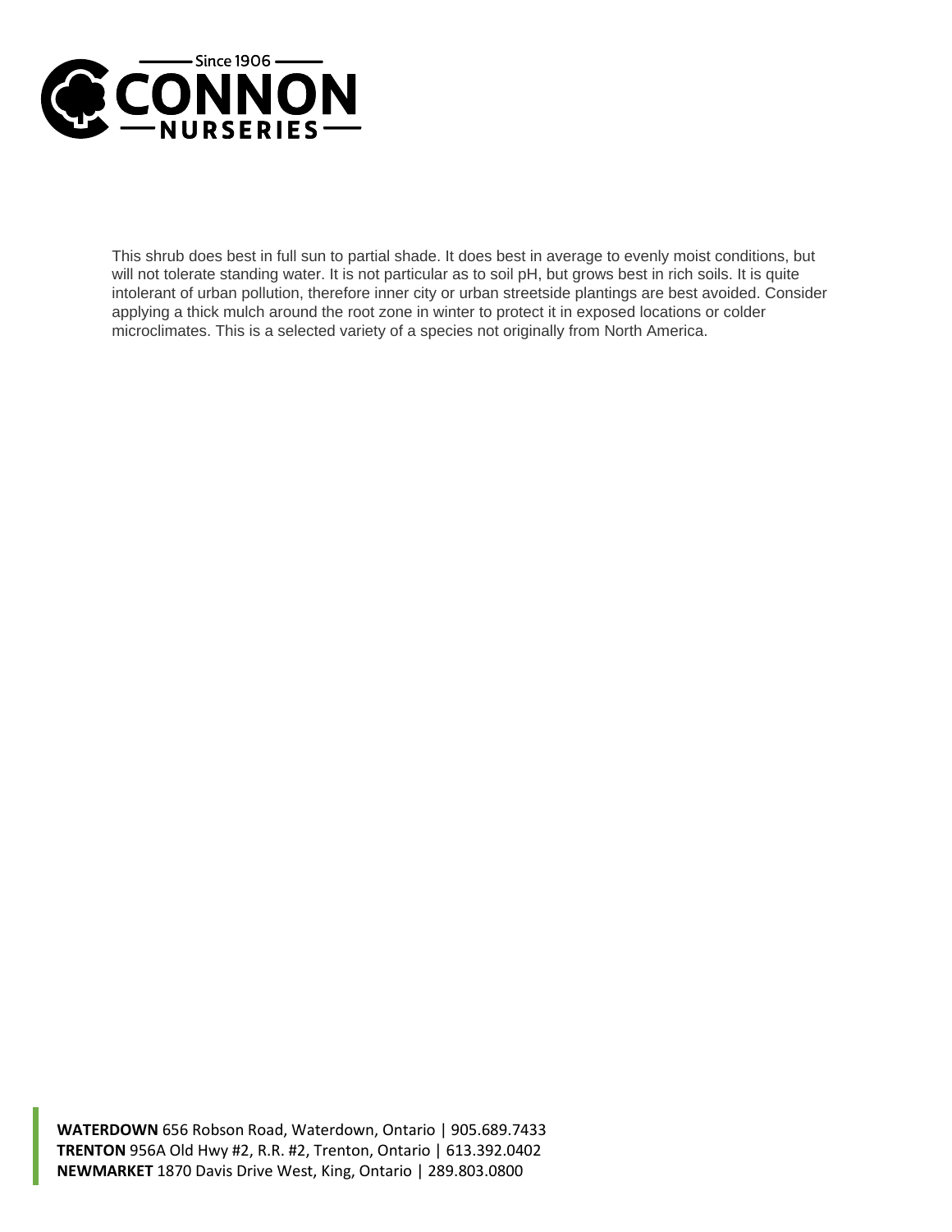This shrub does best in full sun to partial shade. It does best in average to evenly moist conditions, but will not tolerate standing water. It is not particular as to soil pH, but grows best in rich soils. It is quite intolerant of urban pollution, therefore inner city or urban streetside plantings are best avoided. Consider applying a thick mulch around the root zone in winter to protect it in exposed locations or colder microclimates. This is a selected variety of a species not originally from North America.